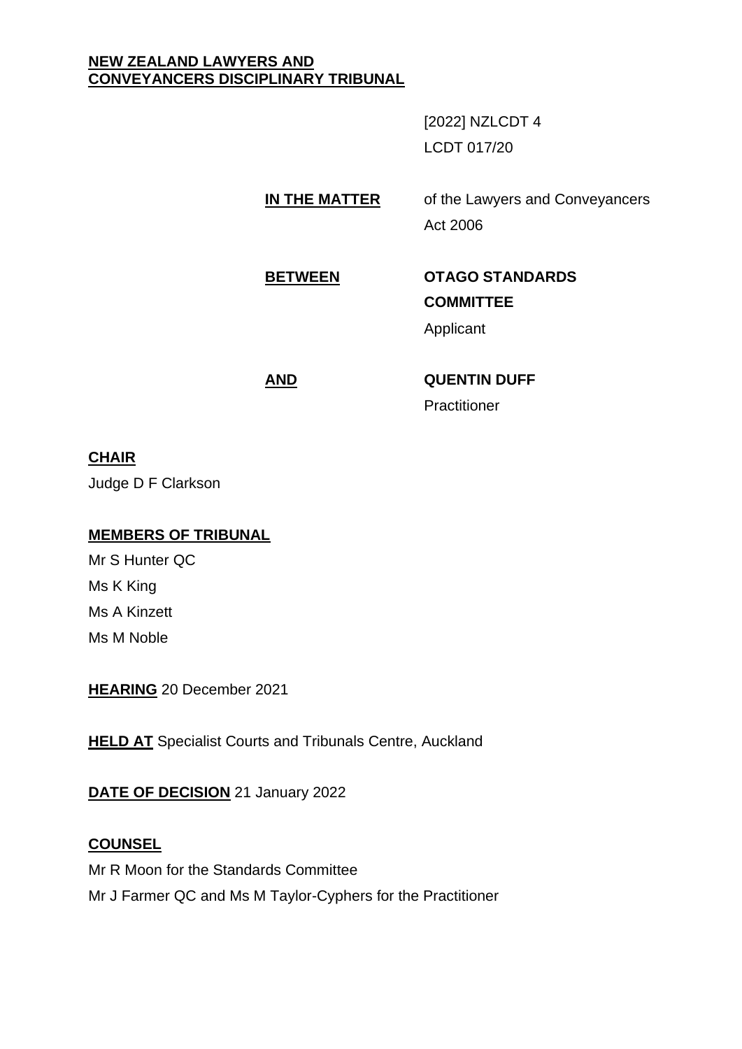**NEW ZEALAND LAWYERS AND CONVEYANCERS DISCIPLINARY TRIBUNAL**

[2022] NZLCDT 4

LCDT 017/20

**IN THE MATTER** of the Lawyers and Conveyancers Act 2006

**BETWEEN** **OTAGO STANDARDS COMMITTEE**

Applicant

**AND** **QUENTIN DUFF**

Practitioner

**CHAIR**

Judge D F Clarkson

**MEMBERS OF TRIBUNAL**

Mr S Hunter QC

Ms K King

Ms A Kinzett

Ms M Noble

**HEARING** 20 December 2021

**HELD AT** Specialist Courts and Tribunals Centre, Auckland

**DATE OF DECISION** 21 January 2022

**COUNSEL**

Mr R Moon for the Standards Committee

Mr J Farmer QC and Ms M Taylor-Cyphers for the Practitioner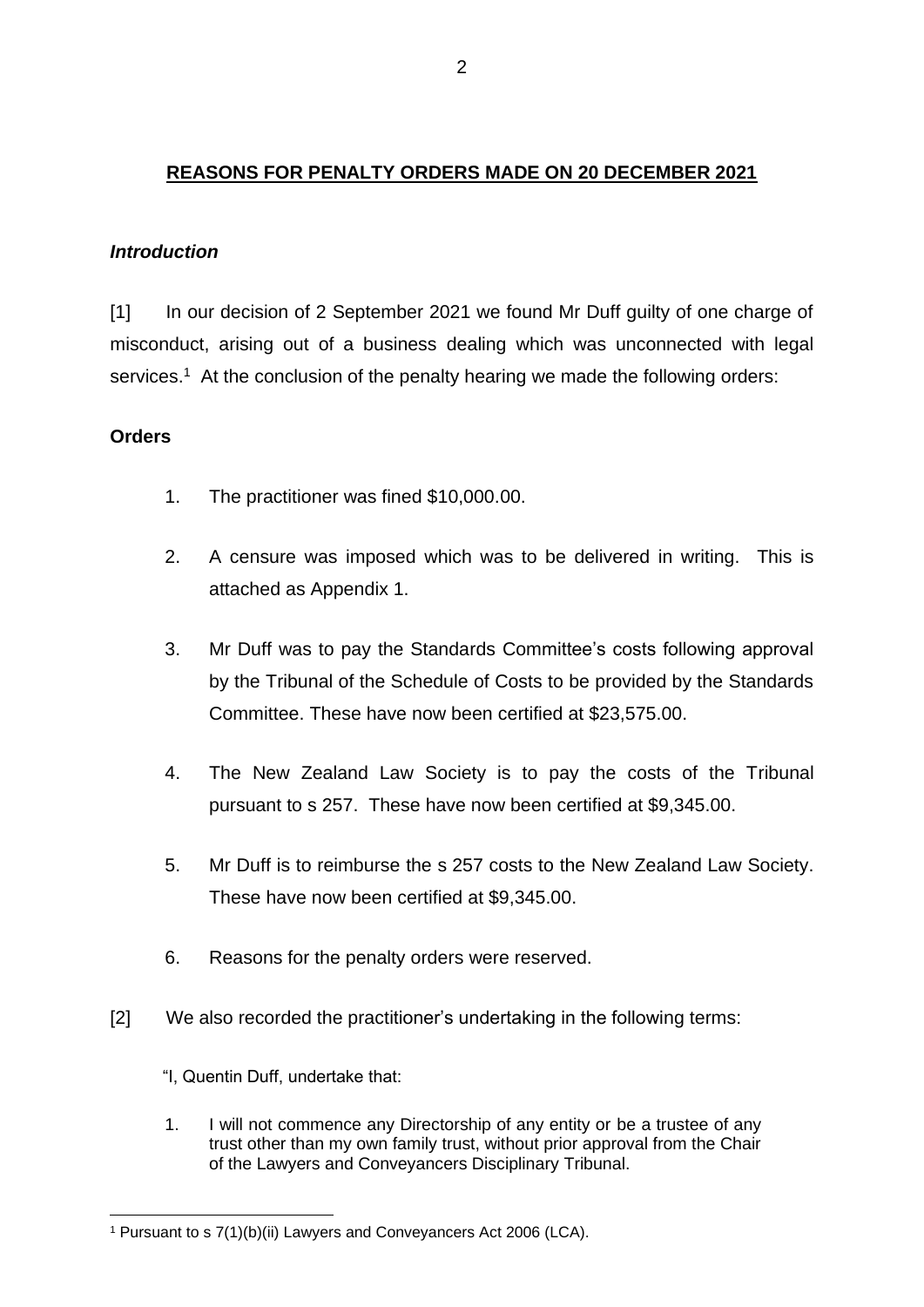## REASONS FOR PENALTY ORDERS MADE ON 20 DECEMBER 2021

### *Introduction*

[1] In our decision of 2 September 2021 we found Mr Duff guilty of one charge of misconduct, arising out of a business dealing which was unconnected with legal services.[1] At the conclusion of the penalty hearing we made the following orders:

### Orders

1. The practitioner was fined $10,000.00.

2. A censure was imposed which was to be delivered in writing. This is attached as Appendix 1.

3. Mr Duff was to pay the Standards Committee's costs following approval by the Tribunal of the Schedule of Costs to be provided by the Standards Committee. These have now been certified at $23,575.00.

4. The New Zealand Law Society is to pay the costs of the Tribunal pursuant to s 257. These have now been certified at $9,345.00.

5. Mr Duff is to reimburse the s 257 costs to the New Zealand Law Society. These have now been certified at $9,345.00.

6. Reasons for the penalty orders were reserved.

[2] We also recorded the practitioner's undertaking in the following terms:

"I, Quentin Duff, undertake that:

1. I will not commence any Directorship of any entity or be a trustee of any trust other than my own family trust, without prior approval from the Chair of the Lawyers and Conveyancers Disciplinary Tribunal.

---

[1] Pursuant to s 7(1)(b)(ii) Lawyers and Conveyancers Act 2006 (LCA).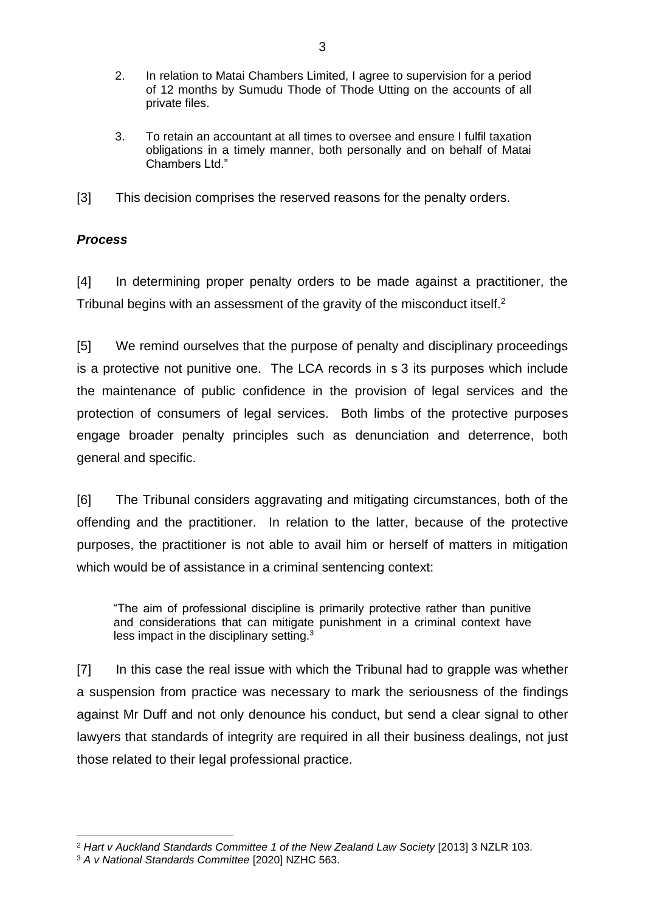2. In relation to Matai Chambers Limited, I agree to supervision for a period of 12 months by Sumudu Thode of Thode Utting on the accounts of all private files.

3. To retain an accountant at all times to oversee and ensure I fulfil taxation obligations in a timely manner, both personally and on behalf of Matai Chambers Ltd."

[3] This decision comprises the reserved reasons for the penalty orders.

### *Process*

[4] In determining proper penalty orders to be made against a practitioner, the Tribunal begins with an assessment of the gravity of the misconduct itself.[2]

[5] We remind ourselves that the purpose of penalty and disciplinary proceedings is a protective not punitive one. The LCA records in s 3 its purposes which include the maintenance of public confidence in the provision of legal services and the protection of consumers of legal services. Both limbs of the protective purposes engage broader penalty principles such as denunciation and deterrence, both general and specific.

[6] The Tribunal considers aggravating and mitigating circumstances, both of the offending and the practitioner. In relation to the latter, because of the protective purposes, the practitioner is not able to avail him or herself of matters in mitigation which would be of assistance in a criminal sentencing context:

> "The aim of professional discipline is primarily protective rather than punitive and considerations that can mitigate punishment in a criminal context have less impact in the disciplinary setting.[3]

[7] In this case the real issue with which the Tribunal had to grapple was whether a suspension from practice was necessary to mark the seriousness of the findings against Mr Duff and not only denounce his conduct, but send a clear signal to other lawyers that standards of integrity are required in all their business dealings, not just those related to their legal professional practice.

---

[2] *Hart v Auckland Standards Committee 1 of the New Zealand Law Society* [2013] 3 NZLR 103.

[3] *A v National Standards Committee* [2020] NZHC 563.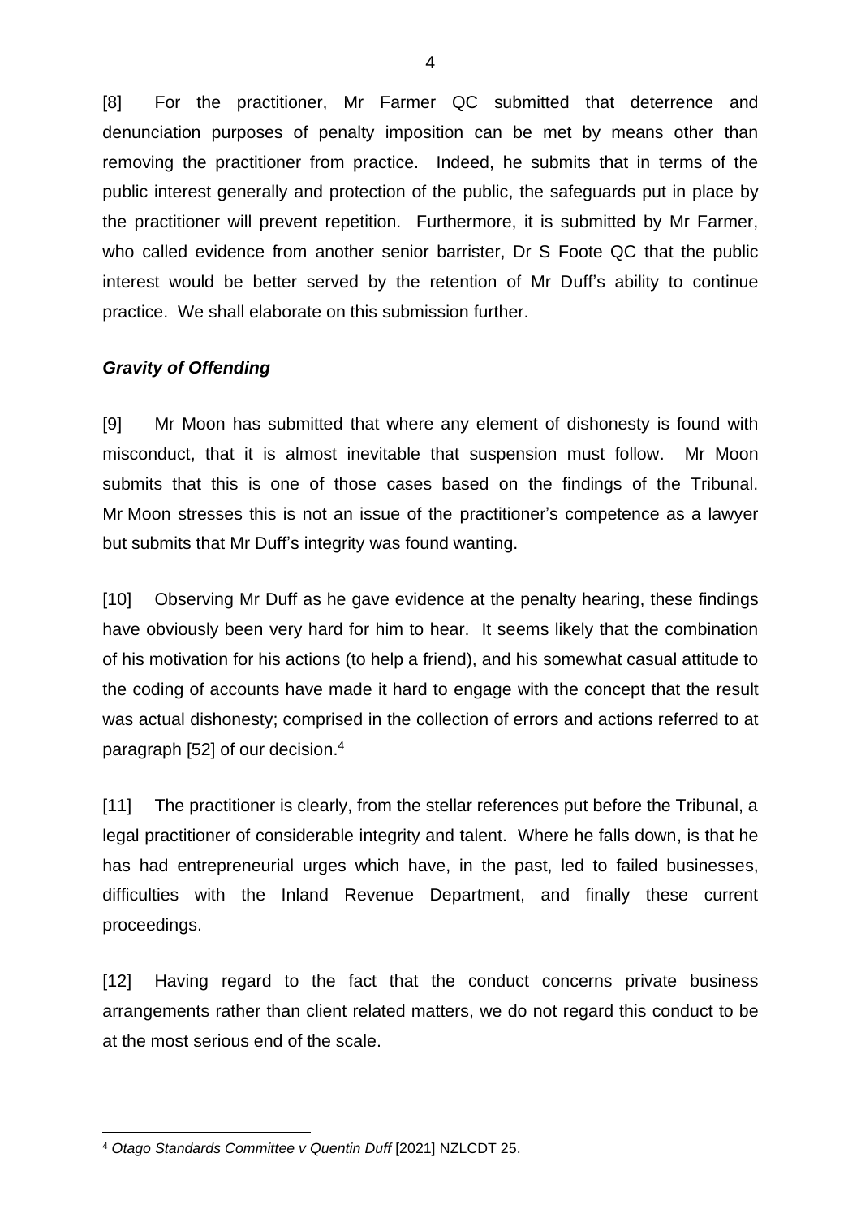[8] For the practitioner, Mr Farmer QC submitted that deterrence and denunciation purposes of penalty imposition can be met by means other than removing the practitioner from practice. Indeed, he submits that in terms of the public interest generally and protection of the public, the safeguards put in place by the practitioner will prevent repetition. Furthermore, it is submitted by Mr Farmer, who called evidence from another senior barrister, Dr S Foote QC that the public interest would be better served by the retention of Mr Duff's ability to continue practice. We shall elaborate on this submission further.

### *Gravity of Offending*

[9] Mr Moon has submitted that where any element of dishonesty is found with misconduct, that it is almost inevitable that suspension must follow. Mr Moon submits that this is one of those cases based on the findings of the Tribunal. Mr Moon stresses this is not an issue of the practitioner's competence as a lawyer but submits that Mr Duff's integrity was found wanting.

[10] Observing Mr Duff as he gave evidence at the penalty hearing, these findings have obviously been very hard for him to hear. It seems likely that the combination of his motivation for his actions (to help a friend), and his somewhat casual attitude to the coding of accounts have made it hard to engage with the concept that the result was actual dishonesty; comprised in the collection of errors and actions referred to at paragraph [52] of our decision.[4]

[11] The practitioner is clearly, from the stellar references put before the Tribunal, a legal practitioner of considerable integrity and talent. Where he falls down, is that he has had entrepreneurial urges which have, in the past, led to failed businesses, difficulties with the Inland Revenue Department, and finally these current proceedings.

[12] Having regard to the fact that the conduct concerns private business arrangements rather than client related matters, we do not regard this conduct to be at the most serious end of the scale.

---

[4] *Otago Standards Committee v Quentin Duff* [2021] NZLCDT 25.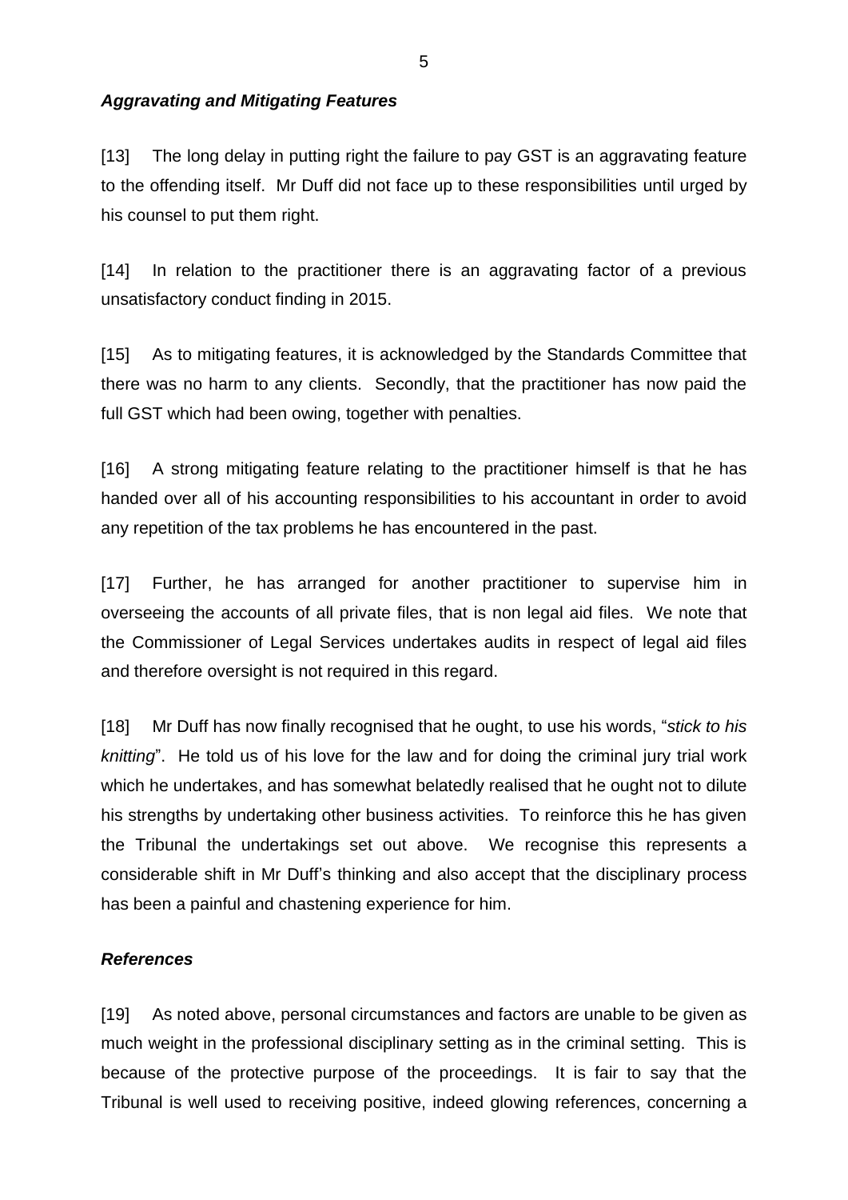### *Aggravating and Mitigating Features*

[13] The long delay in putting right the failure to pay GST is an aggravating feature to the offending itself. Mr Duff did not face up to these responsibilities until urged by his counsel to put them right.

[14] In relation to the practitioner there is an aggravating factor of a previous unsatisfactory conduct finding in 2015.

[15] As to mitigating features, it is acknowledged by the Standards Committee that there was no harm to any clients. Secondly, that the practitioner has now paid the full GST which had been owing, together with penalties.

[16] A strong mitigating feature relating to the practitioner himself is that he has handed over all of his accounting responsibilities to his accountant in order to avoid any repetition of the tax problems he has encountered in the past.

[17] Further, he has arranged for another practitioner to supervise him in overseeing the accounts of all private files, that is non legal aid files. We note that the Commissioner of Legal Services undertakes audits in respect of legal aid files and therefore oversight is not required in this regard.

[18] Mr Duff has now finally recognised that he ought, to use his words, "*stick to his knitting*". He told us of his love for the law and for doing the criminal jury trial work which he undertakes, and has somewhat belatedly realised that he ought not to dilute his strengths by undertaking other business activities. To reinforce this he has given the Tribunal the undertakings set out above. We recognise this represents a considerable shift in Mr Duff's thinking and also accept that the disciplinary process has been a painful and chastening experience for him.

### *References*

[19] As noted above, personal circumstances and factors are unable to be given as much weight in the professional disciplinary setting as in the criminal setting. This is because of the protective purpose of the proceedings. It is fair to say that the Tribunal is well used to receiving positive, indeed glowing references, concerning a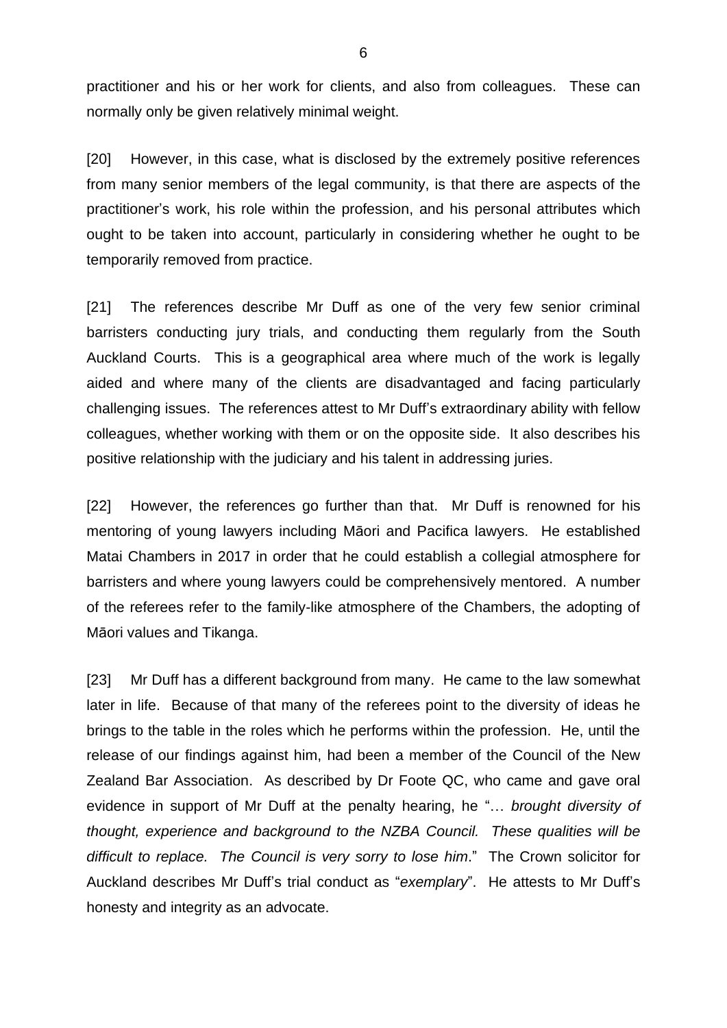practitioner and his or her work for clients, and also from colleagues. These can normally only be given relatively minimal weight.

[20] However, in this case, what is disclosed by the extremely positive references from many senior members of the legal community, is that there are aspects of the practitioner's work, his role within the profession, and his personal attributes which ought to be taken into account, particularly in considering whether he ought to be temporarily removed from practice.

[21] The references describe Mr Duff as one of the very few senior criminal barristers conducting jury trials, and conducting them regularly from the South Auckland Courts. This is a geographical area where much of the work is legally aided and where many of the clients are disadvantaged and facing particularly challenging issues. The references attest to Mr Duff's extraordinary ability with fellow colleagues, whether working with them or on the opposite side. It also describes his positive relationship with the judiciary and his talent in addressing juries.

[22] However, the references go further than that. Mr Duff is renowned for his mentoring of young lawyers including Māori and Pacifica lawyers. He established Matai Chambers in 2017 in order that he could establish a collegial atmosphere for barristers and where young lawyers could be comprehensively mentored. A number of the referees refer to the family-like atmosphere of the Chambers, the adopting of Māori values and Tikanga.

[23] Mr Duff has a different background from many. He came to the law somewhat later in life. Because of that many of the referees point to the diversity of ideas he brings to the table in the roles which he performs within the profession. He, until the release of our findings against him, had been a member of the Council of the New Zealand Bar Association. As described by Dr Foote QC, who came and gave oral evidence in support of Mr Duff at the penalty hearing, he "… *brought diversity of thought, experience and background to the NZBA Council. These qualities will be difficult to replace. The Council is very sorry to lose him*." The Crown solicitor for Auckland describes Mr Duff's trial conduct as "*exemplary*". He attests to Mr Duff's honesty and integrity as an advocate.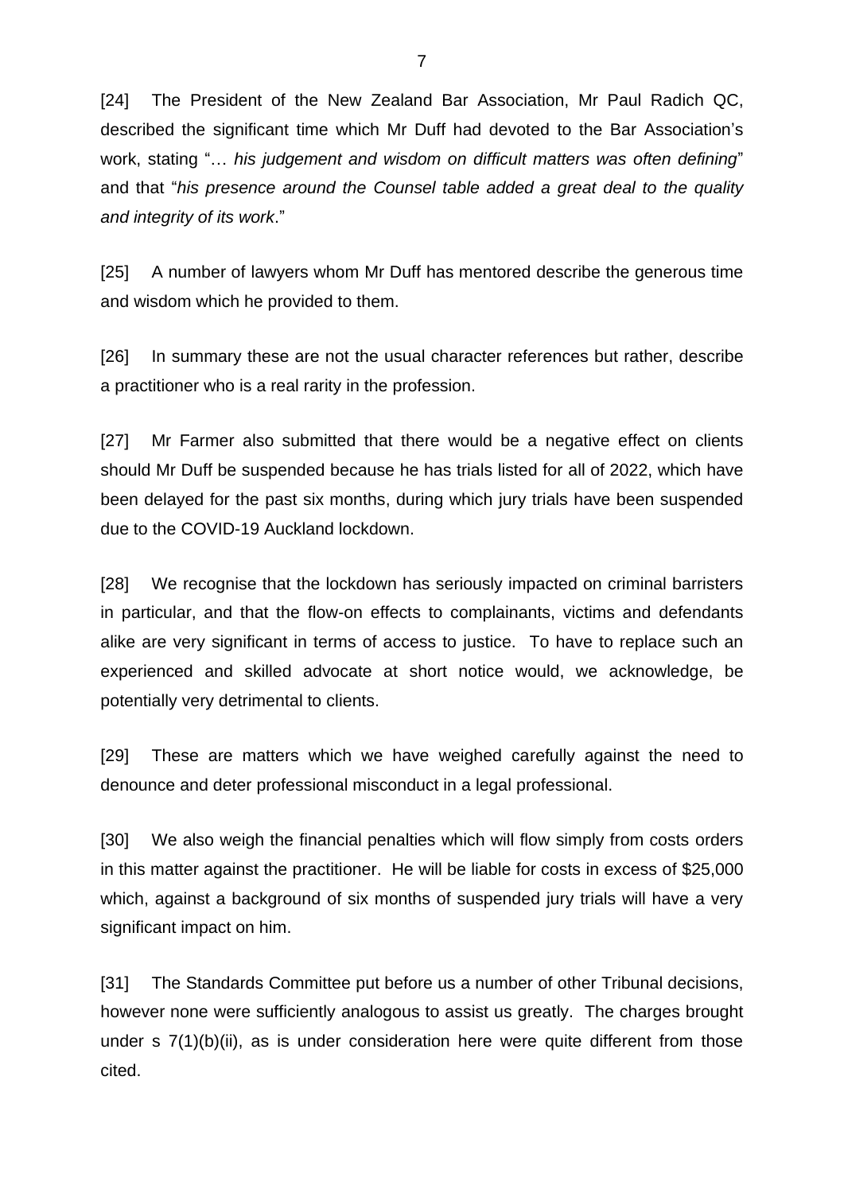[24] The President of the New Zealand Bar Association, Mr Paul Radich QC, described the significant time which Mr Duff had devoted to the Bar Association's work, stating "… *his judgement and wisdom on difficult matters was often defining*" and that "*his presence around the Counsel table added a great deal to the quality and integrity of its work*."

[25] A number of lawyers whom Mr Duff has mentored describe the generous time and wisdom which he provided to them.

[26] In summary these are not the usual character references but rather, describe a practitioner who is a real rarity in the profession.

[27] Mr Farmer also submitted that there would be a negative effect on clients should Mr Duff be suspended because he has trials listed for all of 2022, which have been delayed for the past six months, during which jury trials have been suspended due to the COVID-19 Auckland lockdown.

[28] We recognise that the lockdown has seriously impacted on criminal barristers in particular, and that the flow-on effects to complainants, victims and defendants alike are very significant in terms of access to justice. To have to replace such an experienced and skilled advocate at short notice would, we acknowledge, be potentially very detrimental to clients.

[29] These are matters which we have weighed carefully against the need to denounce and deter professional misconduct in a legal professional.

[30] We also weigh the financial penalties which will flow simply from costs orders in this matter against the practitioner. He will be liable for costs in excess of $25,000 which, against a background of six months of suspended jury trials will have a very significant impact on him.

[31] The Standards Committee put before us a number of other Tribunal decisions, however none were sufficiently analogous to assist us greatly. The charges brought under s 7(1)(b)(ii), as is under consideration here were quite different from those cited.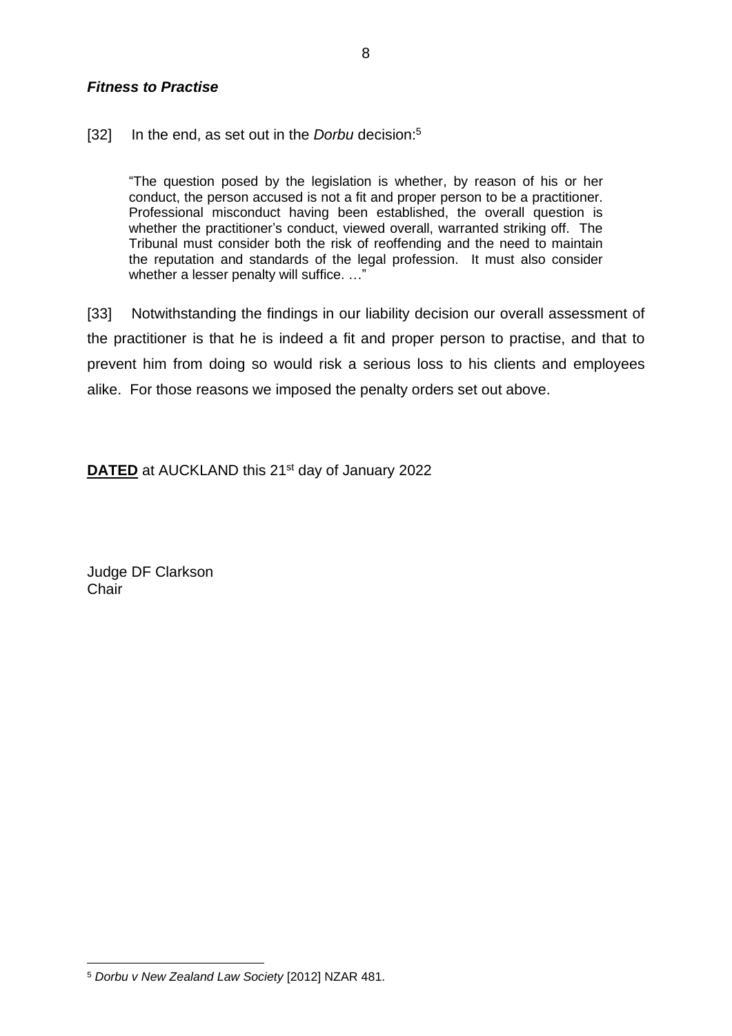***Fitness to Practise***

[32] In the end, as set out in the *Dorbu* decision:[5]

> "The question posed by the legislation is whether, by reason of his or her conduct, the person accused is not a fit and proper person to be a practitioner. Professional misconduct having been established, the overall question is whether the practitioner's conduct, viewed overall, warranted striking off. The Tribunal must consider both the risk of reoffending and the need to maintain the reputation and standards of the legal profession. It must also consider whether a lesser penalty will suffice. …"

[33] Notwithstanding the findings in our liability decision our overall assessment of the practitioner is that he is indeed a fit and proper person to practise, and that to prevent him from doing so would risk a serious loss to his clients and employees alike. For those reasons we imposed the penalty orders set out above.

**DATED** at AUCKLAND this 21st day of January 2022

Judge DF Clarkson
Chair

---

[5] *Dorbu v New Zealand Law Society* [2012] NZAR 481.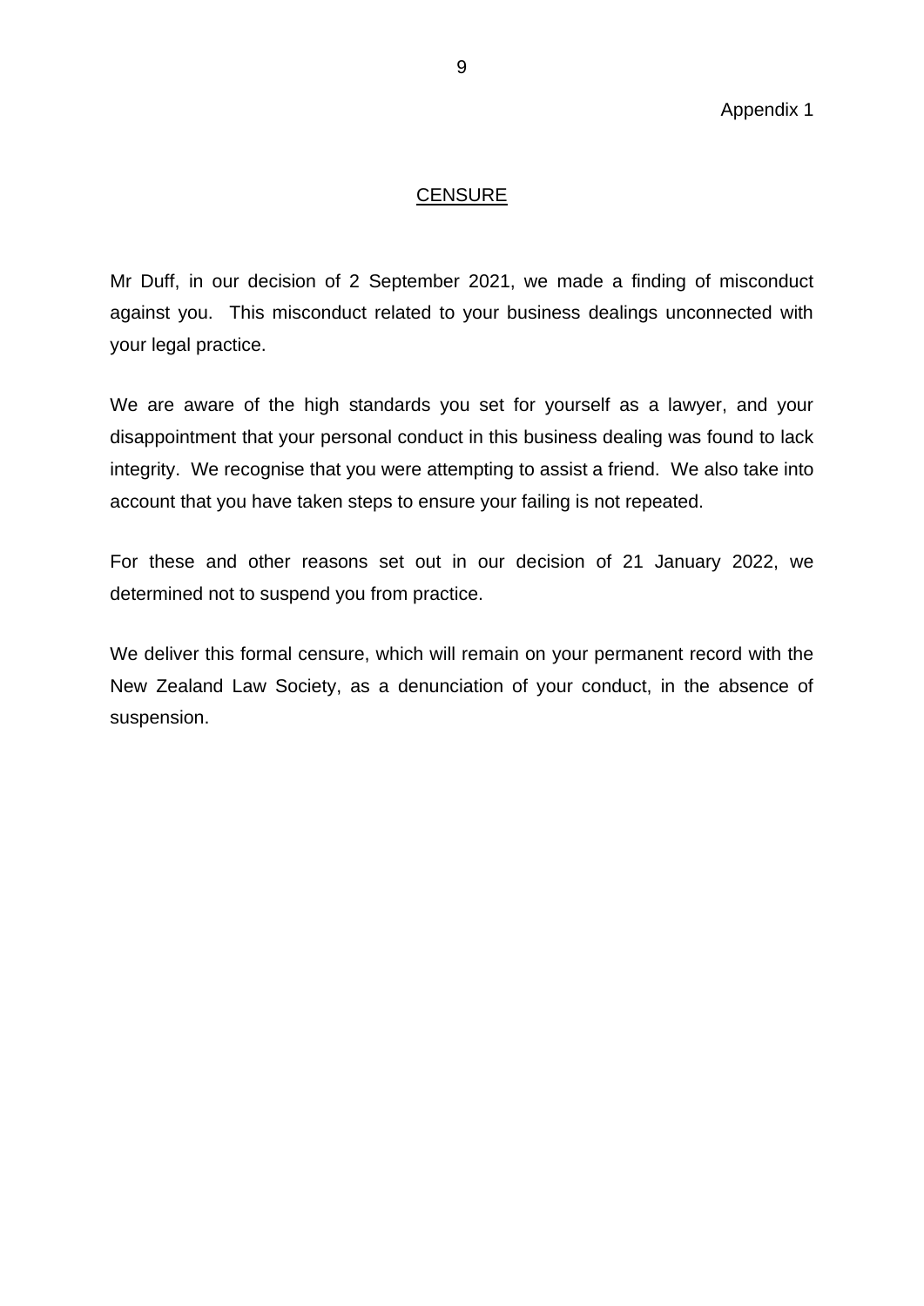Appendix 1

## CENSURE

Mr Duff, in our decision of 2 September 2021, we made a finding of misconduct against you. This misconduct related to your business dealings unconnected with your legal practice.

We are aware of the high standards you set for yourself as a lawyer, and your disappointment that your personal conduct in this business dealing was found to lack integrity. We recognise that you were attempting to assist a friend. We also take into account that you have taken steps to ensure your failing is not repeated.

For these and other reasons set out in our decision of 21 January 2022, we determined not to suspend you from practice.

We deliver this formal censure, which will remain on your permanent record with the New Zealand Law Society, as a denunciation of your conduct, in the absence of suspension.